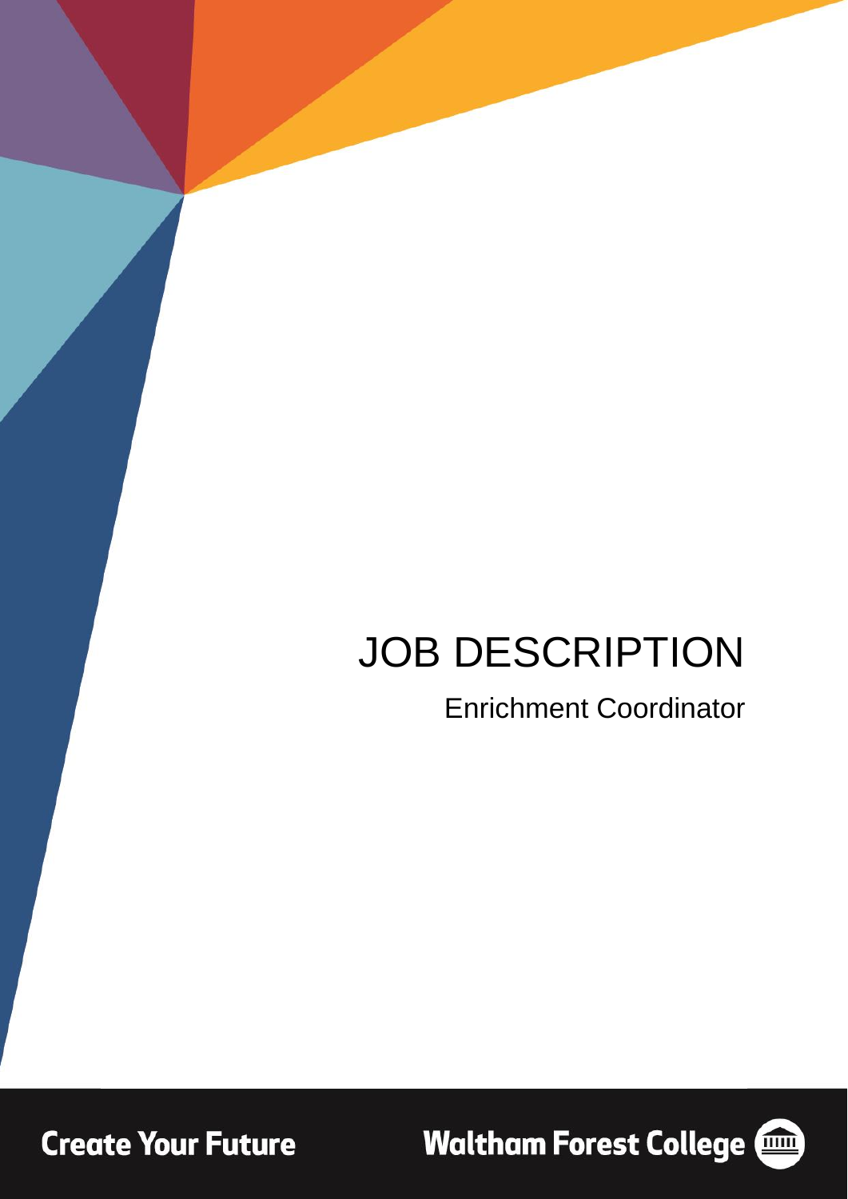# JOB DESCRIPTION

Enrichment Coordinator

Create Your Future

Waltham Forest College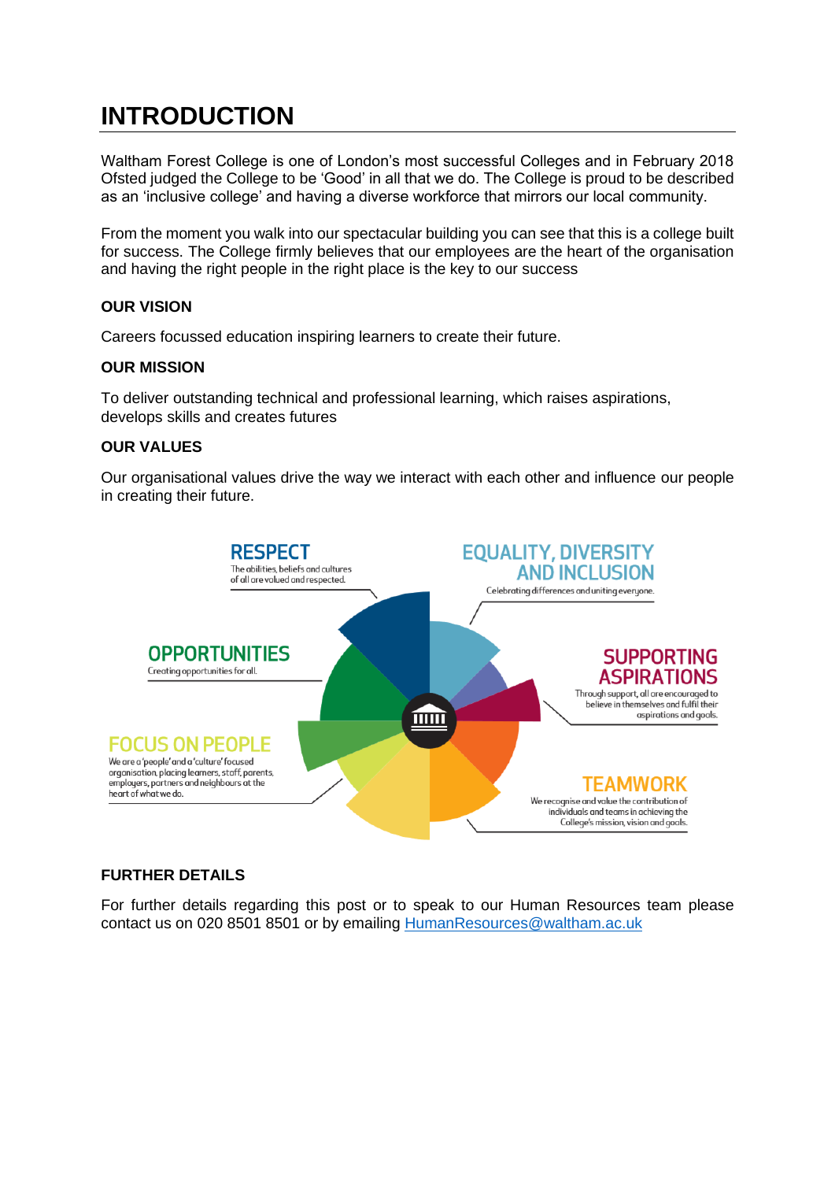# INTRODUCTION

Waltham Forest College is one of London's most successful Colleges and in February 2018 Ofsted judged the College to be 'Good' in all that we do. The College is proud to be described as an 'inclusive college' and having a diverse workforce that mirrors our local community.

From the moment you walk into our spectacular building you can see that this is a college built for success. The College firmly believes that our employees are the heart of the organisation and having the right people in the right place is the key to our success

### OUR VISION

Careers focussed education inspiring learners to create their future.

### OUR MISSION

To deliver outstanding technical and professional learning, which raises aspirations, develops skills and creates futures

### OUR VALUES

Our organisational values drive the way we interact with each other and influence our people in creating their future.

**RESPECT**
The abilities, beliefs and cultures of all are valued and respected.

**EQUALITY, DIVERSITY AND INCLUSION**
Celebrating differences and uniting everyone.

**OPPORTUNITIES**
Creating opportunities for all.

**SUPPORTING ASPIRATIONS**
Through support, all are encouraged to believe in themselves and fulfil their aspirations and goals.

**FOCUS ON PEOPLE**
We are a 'people' and a 'culture' focused organisation, placing learners, staff, parents, employers, partners and neighbours at the heart of what we do.

**TEAMWORK**
We recognise and value the contribution of individuals and teams in achieving the College's mission, vision and goals.

### FURTHER DETAILS

For further details regarding this post or to speak to our Human Resources team please contact us on 020 8501 8501 or by emailing HumanResources@waltham.ac.uk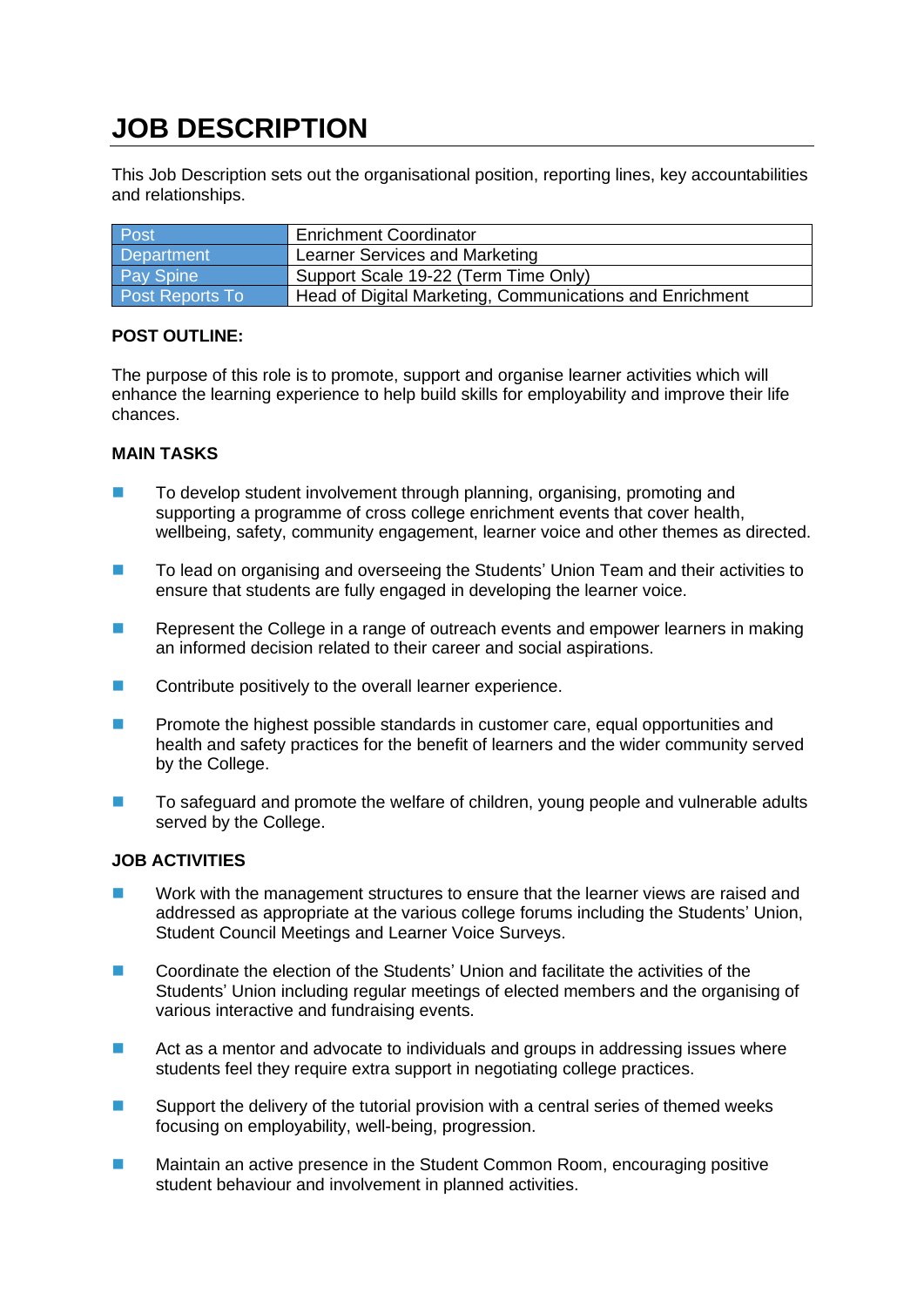# JOB DESCRIPTION

This Job Description sets out the organisational position, reporting lines, key accountabilities and relationships.

| Post | Enrichment Coordinator |
|---|---|
| Department | Learner Services and Marketing |
| Pay Spine | Support Scale 19-22 (Term Time Only) |
| Post Reports To | Head of Digital Marketing, Communications and Enrichment |

**POST OUTLINE:**

The purpose of this role is to promote, support and organise learner activities which will enhance the learning experience to help build skills for employability and improve their life chances.

**MAIN TASKS**

- To develop student involvement through planning, organising, promoting and supporting a programme of cross college enrichment events that cover health, wellbeing, safety, community engagement, learner voice and other themes as directed.
- To lead on organising and overseeing the Students' Union Team and their activities to ensure that students are fully engaged in developing the learner voice.
- Represent the College in a range of outreach events and empower learners in making an informed decision related to their career and social aspirations.
- Contribute positively to the overall learner experience.
- Promote the highest possible standards in customer care, equal opportunities and health and safety practices for the benefit of learners and the wider community served by the College.
- To safeguard and promote the welfare of children, young people and vulnerable adults served by the College.

**JOB ACTIVITIES**

- Work with the management structures to ensure that the learner views are raised and addressed as appropriate at the various college forums including the Students' Union, Student Council Meetings and Learner Voice Surveys.
- Coordinate the election of the Students' Union and facilitate the activities of the Students' Union including regular meetings of elected members and the organising of various interactive and fundraising events.
- Act as a mentor and advocate to individuals and groups in addressing issues where students feel they require extra support in negotiating college practices.
- Support the delivery of the tutorial provision with a central series of themed weeks focusing on employability, well-being, progression.
- Maintain an active presence in the Student Common Room, encouraging positive student behaviour and involvement in planned activities.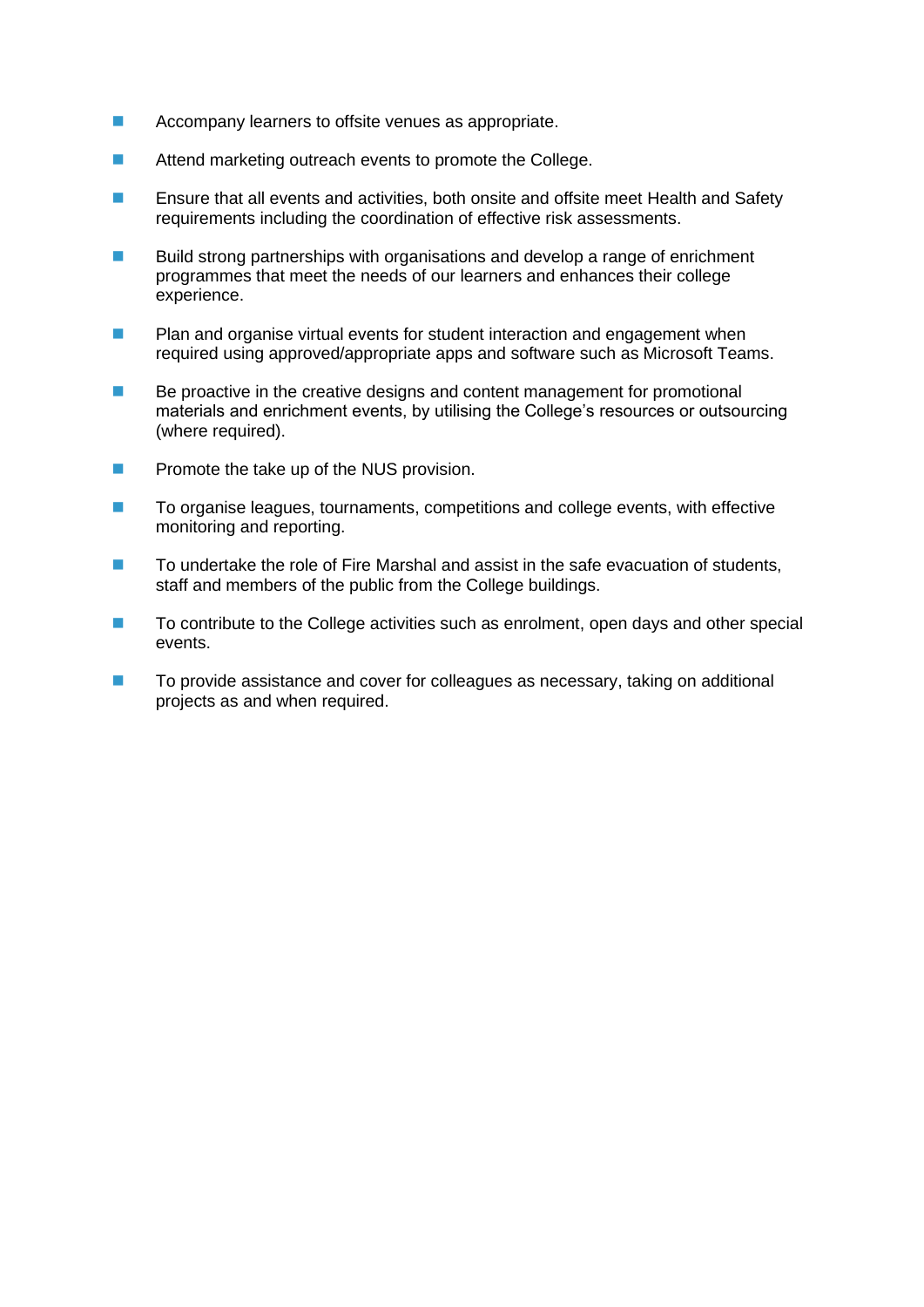- Accompany learners to offsite venues as appropriate.
- Attend marketing outreach events to promote the College.
- Ensure that all events and activities, both onsite and offsite meet Health and Safety requirements including the coordination of effective risk assessments.
- Build strong partnerships with organisations and develop a range of enrichment programmes that meet the needs of our learners and enhances their college experience.
- Plan and organise virtual events for student interaction and engagement when required using approved/appropriate apps and software such as Microsoft Teams.
- Be proactive in the creative designs and content management for promotional materials and enrichment events, by utilising the College's resources or outsourcing (where required).
- Promote the take up of the NUS provision.
- To organise leagues, tournaments, competitions and college events, with effective monitoring and reporting.
- To undertake the role of Fire Marshal and assist in the safe evacuation of students, staff and members of the public from the College buildings.
- To contribute to the College activities such as enrolment, open days and other special events.
- To provide assistance and cover for colleagues as necessary, taking on additional projects as and when required.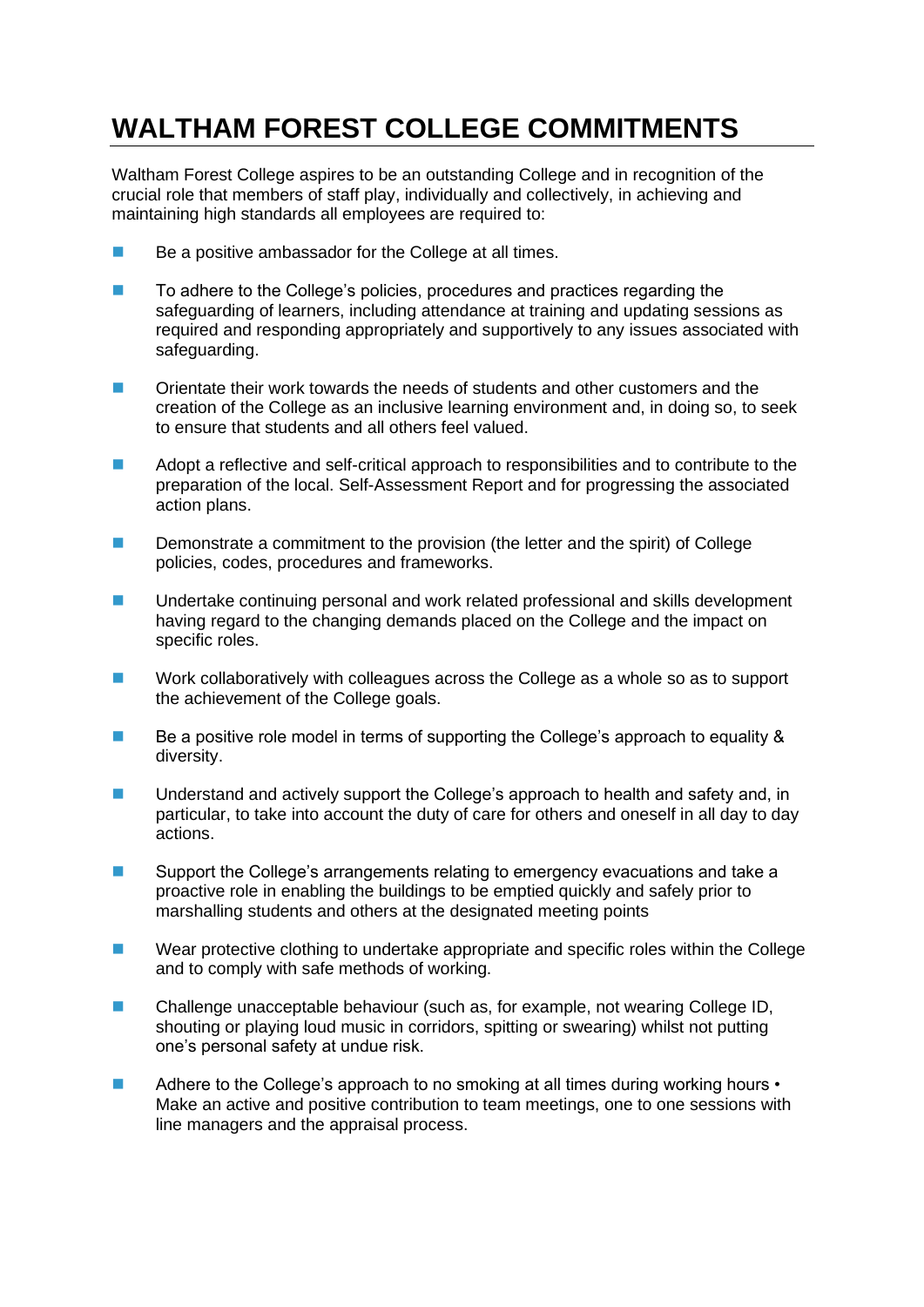# WALTHAM FOREST COLLEGE COMMITMENTS

Waltham Forest College aspires to be an outstanding College and in recognition of the crucial role that members of staff play, individually and collectively, in achieving and maintaining high standards all employees are required to:

- Be a positive ambassador for the College at all times.
- To adhere to the College's policies, procedures and practices regarding the safeguarding of learners, including attendance at training and updating sessions as required and responding appropriately and supportively to any issues associated with safeguarding.
- Orientate their work towards the needs of students and other customers and the creation of the College as an inclusive learning environment and, in doing so, to seek to ensure that students and all others feel valued.
- Adopt a reflective and self-critical approach to responsibilities and to contribute to the preparation of the local. Self-Assessment Report and for progressing the associated action plans.
- Demonstrate a commitment to the provision (the letter and the spirit) of College policies, codes, procedures and frameworks.
- Undertake continuing personal and work related professional and skills development having regard to the changing demands placed on the College and the impact on specific roles.
- Work collaboratively with colleagues across the College as a whole so as to support the achievement of the College goals.
- Be a positive role model in terms of supporting the College's approach to equality & diversity.
- Understand and actively support the College's approach to health and safety and, in particular, to take into account the duty of care for others and oneself in all day to day actions.
- Support the College's arrangements relating to emergency evacuations and take a proactive role in enabling the buildings to be emptied quickly and safely prior to marshalling students and others at the designated meeting points
- Wear protective clothing to undertake appropriate and specific roles within the College and to comply with safe methods of working.
- Challenge unacceptable behaviour (such as, for example, not wearing College ID, shouting or playing loud music in corridors, spitting or swearing) whilst not putting one's personal safety at undue risk.
- Adhere to the College's approach to no smoking at all times during working hours • Make an active and positive contribution to team meetings, one to one sessions with line managers and the appraisal process.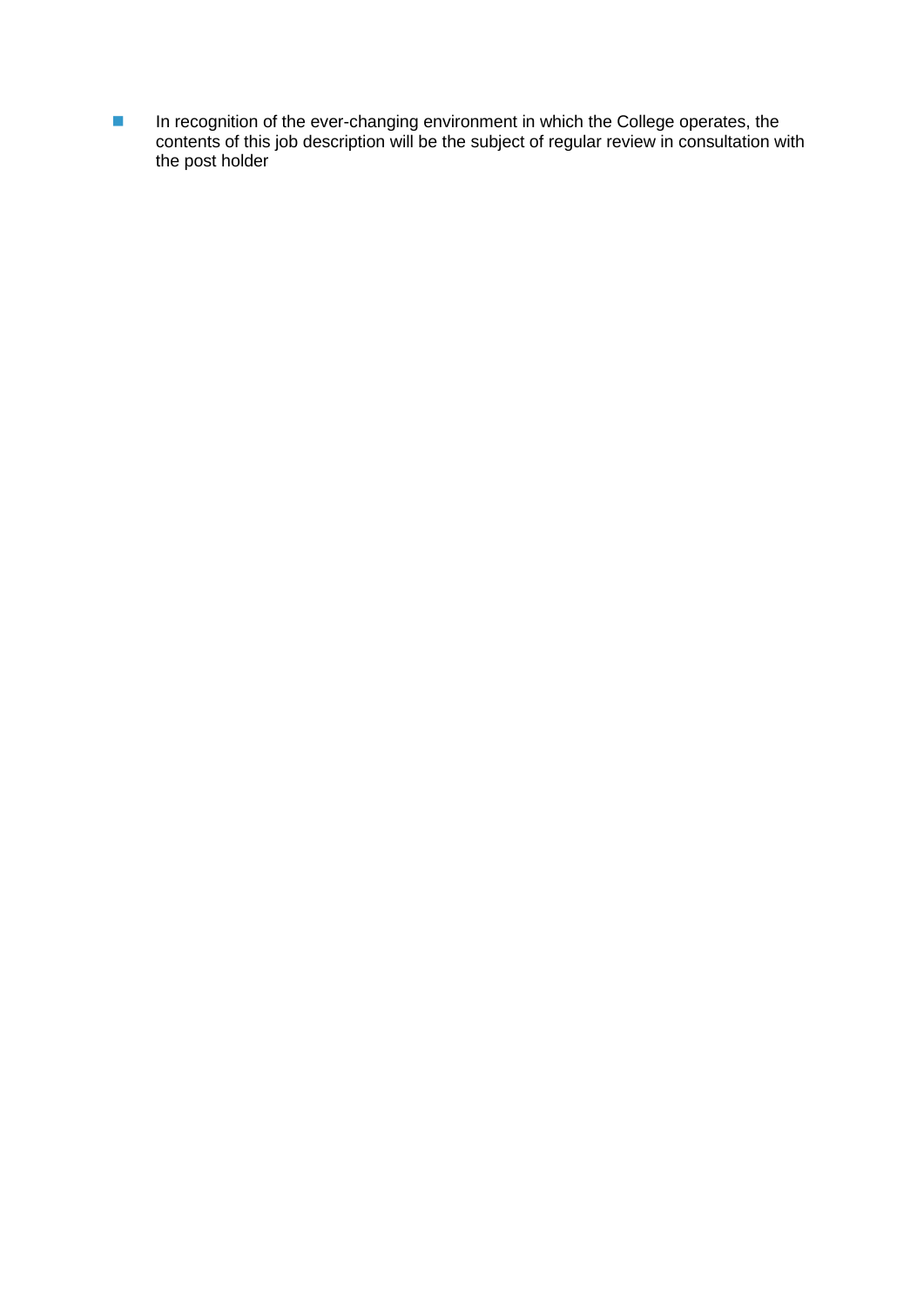- In recognition of the ever-changing environment in which the College operates, the contents of this job description will be the subject of regular review in consultation with the post holder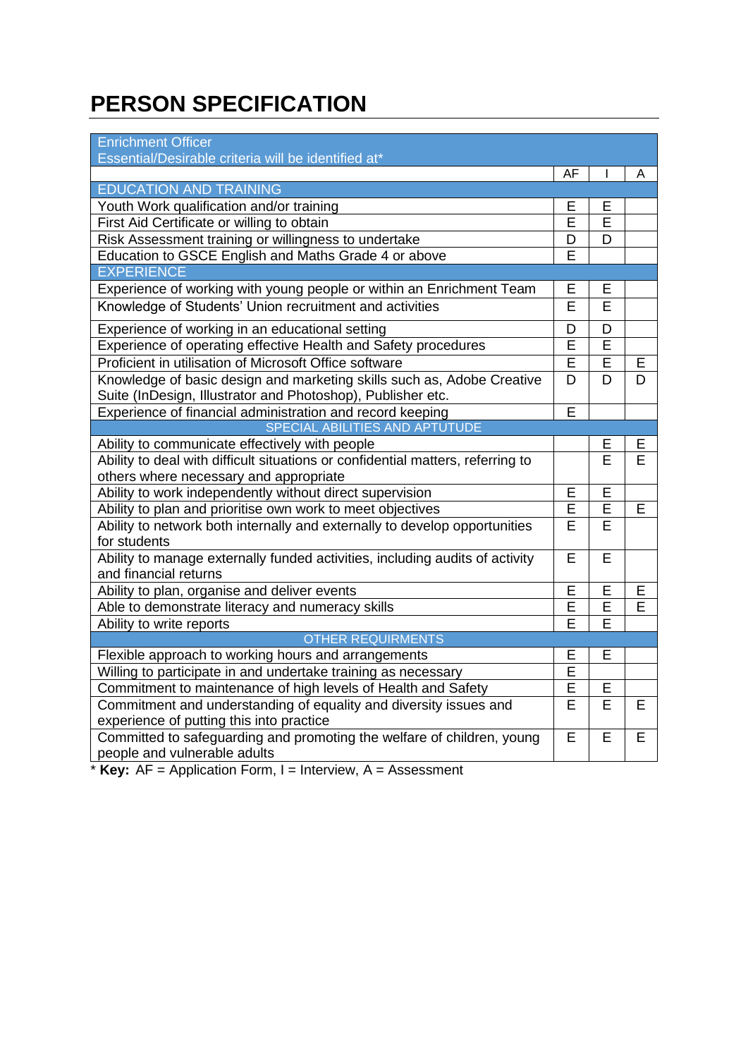# PERSON SPECIFICATION

| Enrichment Officer<br>Essential/Desirable criteria will be identified at* | | | |
|---|---|---|---|
| | AF | I | A |
| EDUCATION AND TRAINING | | | |
| Youth Work qualification and/or training | E | E | |
| First Aid Certificate or willing to obtain | E | E | |
| Risk Assessment training or willingness to undertake | D | D | |
| Education to GSCE English and Maths Grade 4 or above | E | | |
| EXPERIENCE | | | |
| Experience of working with young people or within an Enrichment Team | E | E | |
| Knowledge of Students' Union recruitment and activities | E | E | |
| Experience of working in an educational setting | D | D | |
| Experience of operating effective Health and Safety procedures | E | E | |
| Proficient in utilisation of Microsoft Office software | E | E | E |
| Knowledge of basic design and marketing skills such as, Adobe Creative Suite (InDesign, Illustrator and Photoshop), Publisher etc. | D | D | D |
| Experience of financial administration and record keeping | E | | |
| SPECIAL ABILITIES AND APTUTUDE | | | |
| Ability to communicate effectively with people | | E | E |
| Ability to deal with difficult situations or confidential matters, referring to others where necessary and appropriate | | E | E |
| Ability to work independently without direct supervision | E | E | |
| Ability to plan and prioritise own work to meet objectives | E | E | E |
| Ability to network both internally and externally to develop opportunities for students | E | E | |
| Ability to manage externally funded activities, including audits of activity and financial returns | E | E | |
| Ability to plan, organise and deliver events | E | E | E |
| Able to demonstrate literacy and numeracy skills | E | E | E |
| Ability to write reports | E | E | |
| OTHER REQUIRMENTS | | | |
| Flexible approach to working hours and arrangements | E | E | |
| Willing to participate in and undertake training as necessary | E | | |
| Commitment to maintenance of high levels of Health and Safety | E | E | |
| Commitment and understanding of equality and diversity issues and experience of putting this into practice | E | E | E |
| Committed to safeguarding and promoting the welfare of children, young people and vulnerable adults | E | E | E |

* **Key:** AF = Application Form, I = Interview, A = Assessment